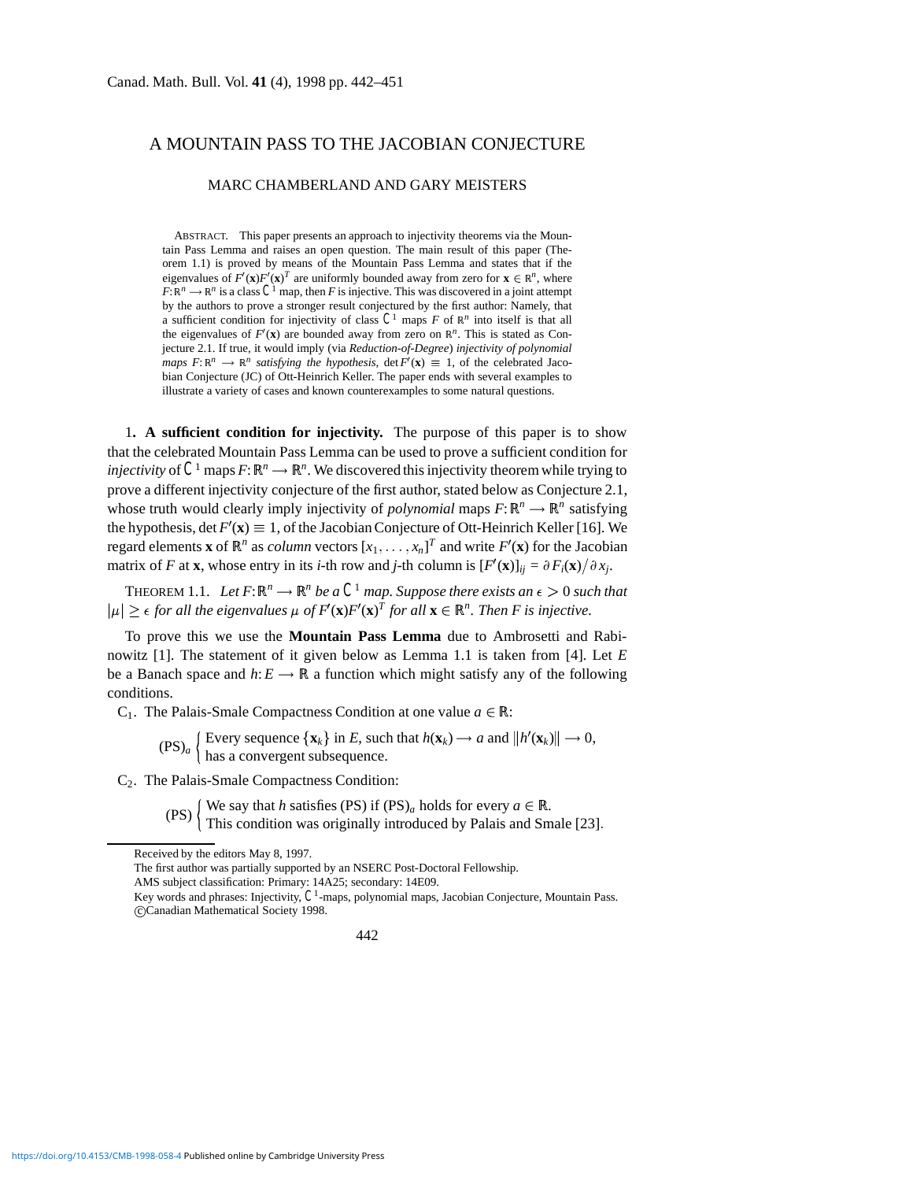# A MOUNTAIN PASS TO THE JACOBIAN CONJECTURE

MARC CHAMBERLAND AND GARY MEISTERS

ABSTRACT. This paper presents an approach to injectivity theorems via the Mountain Pass Lemma and raises an open question. The main result of this paper (Theorem 1.1) is proved by means of the Mountain Pass Lemma and states that if the eigenvalues of $F'(\mathbf{x})F'(\mathbf{x})^T$ are uniformly bounded away from zero for $\mathbf{x} \in \mathbb{R}^n$, where $F: \mathbb{R}^n \longrightarrow \mathbb{R}^n$ is a class $\mathcal{C}^1$ map, then $F$ is injective. This was discovered in a joint attempt by the authors to prove a stronger result conjectured by the first author: Namely, that a sufficient condition for injectivity of class $\mathcal{C}^1$ maps $F$ of $\mathbb{R}^n$ into itself is that all the eigenvalues of $F'(\mathbf{x})$ are bounded away from zero on $\mathbb{R}^n$. This is stated as Conjecture 2.1. If true, it would imply (via *Reduction-of-Degree*) *injectivity of polynomial maps* $F: \mathbb{R}^n \longrightarrow \mathbb{R}^n$ *satisfying the hypothesis*, $\det F'(\mathbf{x}) \equiv 1$, of the celebrated Jacobian Conjecture (JC) of Ott-Heinrich Keller. The paper ends with several examples to illustrate a variety of cases and known counterexamples to some natural questions.

1**. A sufficient condition for injectivity.** The purpose of this paper is to show that the celebrated Mountain Pass Lemma can be used to prove a sufficient condition for *injectivity* of $\mathcal{C}^1$ maps $F: \mathbb{R}^n \longrightarrow \mathbb{R}^n$. We discovered this injectivity theorem while trying to prove a different injectivity conjecture of the first author, stated below as Conjecture 2.1, whose truth would clearly imply injectivity of *polynomial* maps $F: \mathbb{R}^n \longrightarrow \mathbb{R}^n$ satisfying the hypothesis, $\det F'(\mathbf{x}) \equiv 1$, of the Jacobian Conjecture of Ott-Heinrich Keller [16]. We regard elements $\mathbf{x}$ of $\mathbb{R}^n$ as *column* vectors $[x_1, \ldots, x_n]^T$ and write $F'(\mathbf{x})$ for the Jacobian matrix of $F$ at $\mathbf{x}$, whose entry in its $i$-th row and $j$-th column is $[F'(\mathbf{x})]_{ij} = \partial F_i(\mathbf{x}) / \partial x_j$.

THEOREM 1.1. *Let* $F: \mathbb{R}^n \longrightarrow \mathbb{R}^n$ *be a* $\mathcal{C}^1$ *map. Suppose there exists an* $\epsilon > 0$ *such that* $|\mu| \geq \epsilon$ *for all the eigenvalues* $\mu$ *of* $F'(\mathbf{x})F'(\mathbf{x})^T$ *for all* $\mathbf{x} \in \mathbb{R}^n$. *Then* $F$ *is injective.*

To prove this we use the **Mountain Pass Lemma** due to Ambrosetti and Rabinowitz [1]. The statement of it given below as Lemma 1.1 is taken from [4]. Let $E$ be a Banach space and $h: E \longrightarrow \mathbb{R}$ a function which might satisfy any of the following conditions.

$C_1$. The Palais-Smale Compactness Condition at one value $a \in \mathbb{R}$:

$$(\mathrm{PS})_a \begin{cases} \text{Every sequence } \{\mathbf{x}_k\} \text{ in } E, \text{ such that } h(\mathbf{x}_k) \longrightarrow a \text{ and } \|h'(\mathbf{x}_k)\| \longrightarrow 0, \\ \text{has a convergent subsequence.} \end{cases}$$

$C_2$. The Palais-Smale Compactness Condition:

$$(\mathrm{PS}) \begin{cases} \text{We say that } h \text{ satisfies (PS) if } (\mathrm{PS})_a \text{ holds for every } a \in \mathbb{R}. \\ \text{This condition was originally introduced by Palais and Smale [23].} \end{cases}$$

---

Received by the editors May 8, 1997.

The first author was partially supported by an NSERC Post-Doctoral Fellowship.

AMS subject classification: Primary: 14A25; secondary: 14E09.

Key words and phrases: Injectivity, $\mathcal{C}^1$-maps, polynomial maps, Jacobian Conjecture, Mountain Pass.

©Canadian Mathematical Society 1998.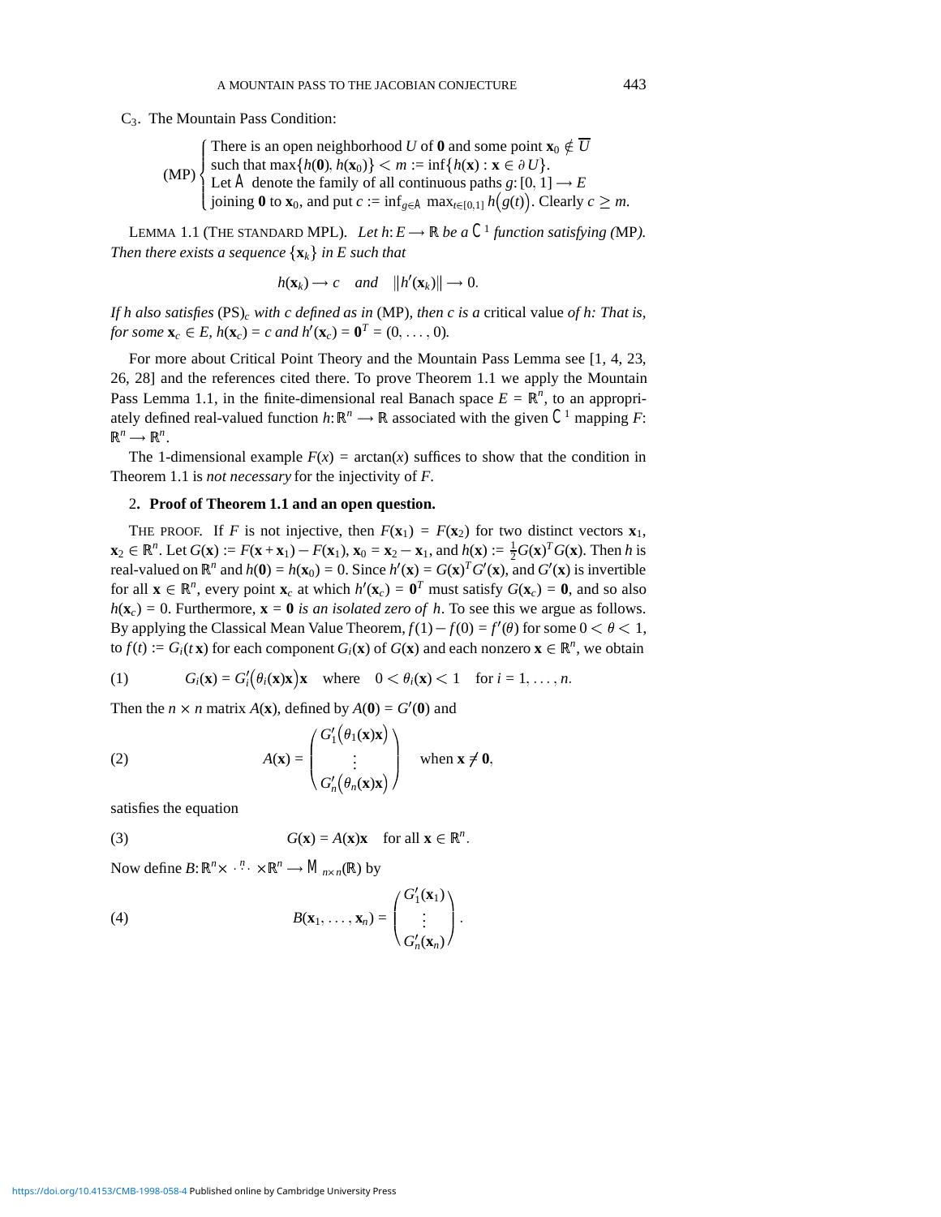C$_3$. The Mountain Pass Condition:

$$
\text{(MP)} \begin{cases} \text{There is an open neighborhood } U \text{ of } \mathbf{0} \text{ and some point } \mathbf{x}_0 \notin \overline{U} \\ \text{such that } \max\{h(\mathbf{0}), h(\mathbf{x}_0)\} < m := \inf\{h(\mathbf{x}) : \mathbf{x} \in \partial U\}. \\ \text{Let } \mathbb{A} \text{ denote the family of all continuous paths } g\colon [0,1] \longrightarrow E \\ \text{joining } \mathbf{0} \text{ to } \mathbf{x}_0, \text{ and put } c := \inf_{g \in \mathbb{A}} \max_{t\in[0,1]} h\big(g(t)\big). \text{ Clearly } c \geq m. \end{cases}
$$

LEMMA 1.1 (THE STANDARD MPL). *Let $h\colon E \longrightarrow \mathbb{R}$ be a $\mathbb{C}^1$ function satisfying (MP). Then there exists a sequence $\{\mathbf{x}_k\}$ in $E$ such that*

$$
h(\mathbf{x}_k) \longrightarrow c \quad \textit{and} \quad \|h'(\mathbf{x}_k)\| \longrightarrow 0.
$$

*If $h$ also satisfies* (PS)$_c$ *with $c$ defined as in* (MP)*, then $c$ is a* critical value *of $h$: That is, for some $\mathbf{x}_c \in E$, $h(\mathbf{x}_c) = c$ and $h'(\mathbf{x}_c) = \mathbf{0}^T = (0, \ldots, 0)$.*

For more about Critical Point Theory and the Mountain Pass Lemma see [1, 4, 23, 26, 28] and the references cited there. To prove Theorem 1.1 we apply the Mountain Pass Lemma 1.1, in the finite-dimensional real Banach space $E = \mathbb{R}^n$, to an appropriately defined real-valued function $h\colon \mathbb{R}^n \longrightarrow \mathbb{R}$ associated with the given $\mathbb{C}^1$ mapping $F\colon \mathbb{R}^n \longrightarrow \mathbb{R}^n$.

The 1-dimensional example $F(x) = \arctan(x)$ suffices to show that the condition in Theorem 1.1 is *not necessary* for the injectivity of $F$.

## 2. Proof of Theorem 1.1 and an open question.

THE PROOF. If $F$ is not injective, then $F(\mathbf{x}_1) = F(\mathbf{x}_2)$ for two distinct vectors $\mathbf{x}_1$, $\mathbf{x}_2 \in \mathbb{R}^n$. Let $G(\mathbf{x}) := F(\mathbf{x} + \mathbf{x}_1) - F(\mathbf{x}_1)$, $\mathbf{x}_0 = \mathbf{x}_2 - \mathbf{x}_1$, and $h(\mathbf{x}) := \frac{1}{2} G(\mathbf{x})^T G(\mathbf{x})$. Then $h$ is real-valued on $\mathbb{R}^n$ and $h(\mathbf{0}) = h(\mathbf{x}_0) = 0$. Since $h'(\mathbf{x}) = G(\mathbf{x})^T G'(\mathbf{x})$, and $G'(\mathbf{x})$ is invertible for all $\mathbf{x} \in \mathbb{R}^n$, every point $\mathbf{x}_c$ at which $h'(\mathbf{x}_c) = \mathbf{0}^T$ must satisfy $G(\mathbf{x}_c) = \mathbf{0}$, and so also $h(\mathbf{x}_c) = 0$. Furthermore, $\mathbf{x} = \mathbf{0}$ *is an isolated zero of* $h$. To see this we argue as follows. By applying the Classical Mean Value Theorem, $f(1) - f(0) = f'(\theta)$ for some $0 < \theta < 1$, to $f(t) := G_i(t\mathbf{x})$ for each component $G_i(\mathbf{x})$ of $G(\mathbf{x})$ and each nonzero $\mathbf{x} \in \mathbb{R}^n$, we obtain

$$
G_i(\mathbf{x}) = G_i'\big(\theta_i(\mathbf{x})\mathbf{x}\big)\mathbf{x} \quad \text{where} \quad 0 < \theta_i(\mathbf{x}) < 1 \quad \text{for } i = 1, \ldots, n. \tag{1}
$$

Then the $n \times n$ matrix $A(\mathbf{x})$, defined by $A(\mathbf{0}) = G'(\mathbf{0})$ and

$$
A(\mathbf{x}) = \begin{pmatrix} G_1'\big(\theta_1(\mathbf{x})\mathbf{x}\big) \\ \vdots \\ G_n'\big(\theta_n(\mathbf{x})\mathbf{x}\big) \end{pmatrix} \quad \text{when } \mathbf{x} \neq \mathbf{0}, \tag{2}
$$

satisfies the equation

$$
G(\mathbf{x}) = A(\mathbf{x})\mathbf{x} \quad \text{for all } \mathbf{x} \in \mathbb{R}^n. \tag{3}
$$

Now define $B\colon \mathbb{R}^n \times \overset{n}{\cdots} \times \mathbb{R}^n \longrightarrow \mathbb{M}_{n\times n}(\mathbb{R})$ by

$$
B(\mathbf{x}_1, \ldots, \mathbf{x}_n) = \begin{pmatrix} G_1'(\mathbf{x}_1) \\ \vdots \\ G_n'(\mathbf{x}_n) \end{pmatrix}. \tag{4}
$$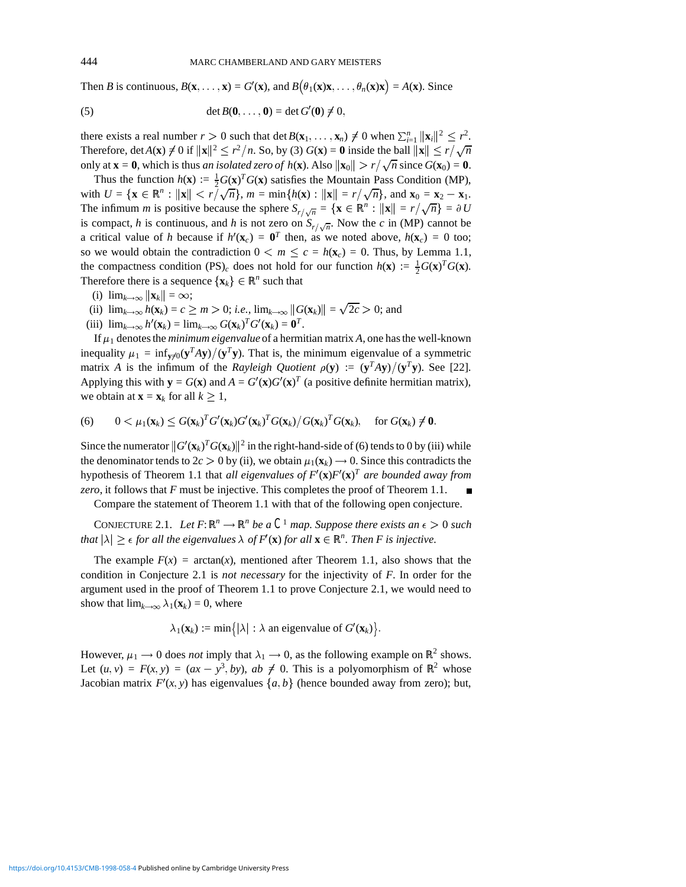Then $B$ is continuous, $B(\mathbf{x}, \ldots, \mathbf{x}) = G'(\mathbf{x})$, and $B\big(\theta_1(\mathbf{x})\mathbf{x}, \ldots, \theta_n(\mathbf{x})\mathbf{x}\big) = A(\mathbf{x})$. Since

$$\det B(\mathbf{0}, \ldots, \mathbf{0}) = \det G'(\mathbf{0}) \neq 0, \tag{5}$$

there exists a real number $r > 0$ such that $\det B(\mathbf{x}_1, \ldots, \mathbf{x}_n) \neq 0$ when $\sum_{i=1}^n \|\mathbf{x}_i\|^2 \leq r^2$. Therefore, $\det A(\mathbf{x}) \neq 0$ if $\|\mathbf{x}\|^2 \leq r^2/n$. So, by (3) $G(\mathbf{x}) = \mathbf{0}$ inside the ball $\|\mathbf{x}\| \leq r/\sqrt{n}$ only at $\mathbf{x} = \mathbf{0}$, which is thus *an isolated zero of* $h(\mathbf{x})$. Also $\|\mathbf{x}_0\| > r/\sqrt{n}$ since $G(\mathbf{x}_0) = \mathbf{0}$.

Thus the function $h(\mathbf{x}) := \frac{1}{2}G(\mathbf{x})^T G(\mathbf{x})$ satisfies the Mountain Pass Condition (MP), with $U = \{\mathbf{x} \in \mathbb{R}^n : \|\mathbf{x}\| < r/\sqrt{n}\}$, $m = \min\{h(\mathbf{x}) : \|\mathbf{x}\| = r/\sqrt{n}\}$, and $\mathbf{x}_0 = \mathbf{x}_2 - \mathbf{x}_1$. The infimum $m$ is positive because the sphere $S_{r/\sqrt{n}} = \{\mathbf{x} \in \mathbb{R}^n : \|\mathbf{x}\| = r/\sqrt{n}\} = \partial U$ is compact, $h$ is continuous, and $h$ is not zero on $S_{r/\sqrt{n}}$. Now the $c$ in (MP) cannot be a critical value of $h$ because if $h'(\mathbf{x}_c) = \mathbf{0}^T$ then, as we noted above, $h(\mathbf{x}_c) = 0$ too; so we would obtain the contradiction $0 < m \leq c = h(\mathbf{x}_c) = 0$. Thus, by Lemma 1.1, the compactness condition $(\mathrm{PS})_c$ does not hold for our function $h(\mathbf{x}) := \frac{1}{2}G(\mathbf{x})^T G(\mathbf{x})$. Therefore there is a sequence $\{\mathbf{x}_k\} \in \mathbb{R}^n$ such that

(i) $\lim_{k\to\infty} \|\mathbf{x}_k\| = \infty$;

(ii) $\lim_{k\to\infty} h(\mathbf{x}_k) = c \geq m > 0$; *i.e.*, $\lim_{k\to\infty} \|G(\mathbf{x}_k)\| = \sqrt{2c} > 0$; and

(iii) $\lim_{k\to\infty} h'(\mathbf{x}_k) = \lim_{k\to\infty} G(\mathbf{x}_k)^T G'(\mathbf{x}_k) = \mathbf{0}^T$.

If $\mu_1$ denotes the *minimum eigenvalue* of a hermitian matrix $A$, one has the well-known inequality $\mu_1 = \inf_{\mathbf{y}\neq 0}(\mathbf{y}^T A\mathbf{y})/(\mathbf{y}^T\mathbf{y})$. That is, the minimum eigenvalue of a symmetric matrix $A$ is the infimum of the *Rayleigh Quotient* $\rho(\mathbf{y}) := (\mathbf{y}^T A\mathbf{y})/(\mathbf{y}^T\mathbf{y})$. See [22]. Applying this with $\mathbf{y} = G(\mathbf{x})$ and $A = G'(\mathbf{x})G'(\mathbf{x})^T$ (a positive definite hermitian matrix), we obtain at $\mathbf{x} = \mathbf{x}_k$ for all $k \geq 1$,

$$0 < \mu_1(\mathbf{x}_k) \leq G(\mathbf{x}_k)^T G'(\mathbf{x}_k)G'(\mathbf{x}_k)^T G(\mathbf{x}_k)/G(\mathbf{x}_k)^T G(\mathbf{x}_k), \quad \text{for } G(\mathbf{x}_k) \neq \mathbf{0}. \tag{6}$$

Since the numerator $\|G'(\mathbf{x}_k)^T G(\mathbf{x}_k)\|^2$ in the right-hand-side of (6) tends to 0 by (iii) while the denominator tends to $2c > 0$ by (ii), we obtain $\mu_1(\mathbf{x}_k) \longrightarrow 0$. Since this contradicts the hypothesis of Theorem 1.1 that *all eigenvalues of $F'(\mathbf{x})F'(\mathbf{x})^T$ are bounded away from zero*, it follows that $F$ must be injective. This completes the proof of Theorem 1.1. ∎

Compare the statement of Theorem 1.1 with that of the following open conjecture.

CONJECTURE 2.1. *Let $F: \mathbb{R}^n \longrightarrow \mathbb{R}^n$ be a $C^1$ map. Suppose there exists an $\epsilon > 0$ such that $|\lambda| \geq \epsilon$ for all the eigenvalues $\lambda$ of $F'(\mathbf{x})$ for all $\mathbf{x} \in \mathbb{R}^n$. Then $F$ is injective.*

The example $F(x) = \arctan(x)$, mentioned after Theorem 1.1, also shows that the condition in Conjecture 2.1 is *not necessary* for the injectivity of $F$. In order for the argument used in the proof of Theorem 1.1 to prove Conjecture 2.1, we would need to show that $\lim_{k\to\infty} \lambda_1(\mathbf{x}_k) = 0$, where

$$\lambda_1(\mathbf{x}_k) := \min\big\{|\lambda| : \lambda \text{ an eigenvalue of } G'(\mathbf{x}_k)\big\}.$$

However, $\mu_1 \longrightarrow 0$ does *not* imply that $\lambda_1 \longrightarrow 0$, as the following example on $\mathbb{R}^2$ shows. Let $(u, v) = F(x, y) = (ax - y^3, by)$, $ab \neq 0$. This is a polyomorphism of $\mathbb{R}^2$ whose Jacobian matrix $F'(x, y)$ has eigenvalues $\{a, b\}$ (hence bounded away from zero); but,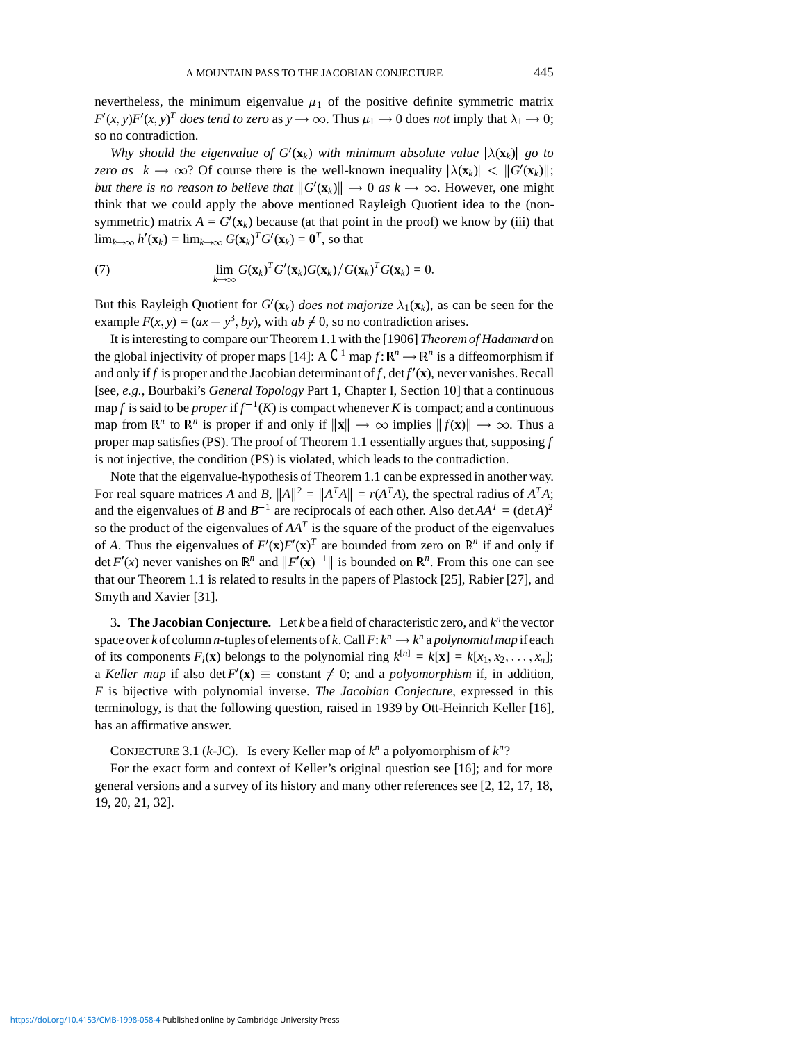nevertheless, the minimum eigenvalue $\mu_1$ of the positive definite symmetric matrix $F'(x,y)F'(x,y)^T$ *does tend to zero* as $y \longrightarrow \infty$. Thus $\mu_1 \longrightarrow 0$ does *not* imply that $\lambda_1 \longrightarrow 0$; so no contradiction.

*Why should the eigenvalue of $G'(\mathbf{x}_k)$ with minimum absolute value $|\lambda(\mathbf{x}_k)|$ go to zero as $k \longrightarrow \infty$?* Of course there is the well-known inequality $|\lambda(\mathbf{x}_k)| < \|G'(\mathbf{x}_k)\|$; *but there is no reason to believe that $\|G'(\mathbf{x}_k)\| \longrightarrow 0$ as $k \longrightarrow \infty$.* However, one might think that we could apply the above mentioned Rayleigh Quotient idea to the (non-symmetric) matrix $A = G'(\mathbf{x}_k)$ because (at that point in the proof) we know by (iii) that $\lim_{k\to\infty} h'(\mathbf{x}_k) = \lim_{k\to\infty} G(\mathbf{x}_k)^T G'(\mathbf{x}_k) = \mathbf{0}^T$, so that

$$\lim_{k\longrightarrow\infty} G(\mathbf{x}_k)^T G'(\mathbf{x}_k) G(\mathbf{x}_k) \big/ G(\mathbf{x}_k)^T G(\mathbf{x}_k) = 0. \tag{7}$$

But this Rayleigh Quotient for $G'(\mathbf{x}_k)$ *does not majorize* $\lambda_1(\mathbf{x}_k)$, as can be seen for the example $F(x,y) = (ax - y^3, by)$, with $ab \neq 0$, so no contradiction arises.

It is interesting to compare our Theorem 1.1 with the [1906] *Theorem of Hadamard* on the global injectivity of proper maps [14]: A $C^1$ map $f\colon \mathbb{R}^n \longrightarrow \mathbb{R}^n$ is a diffeomorphism if and only if $f$ is proper and the Jacobian determinant of $f$, $\det f'(\mathbf{x})$, never vanishes. Recall [see, *e.g.*, Bourbaki's *General Topology* Part 1, Chapter I, Section 10] that a continuous map $f$ is said to be *proper* if $f^{-1}(K)$ is compact whenever $K$ is compact; and a continuous map from $\mathbb{R}^n$ to $\mathbb{R}^n$ is proper if and only if $\|\mathbf{x}\| \longrightarrow \infty$ implies $\|f(\mathbf{x})\| \longrightarrow \infty$. Thus a proper map satisfies (PS). The proof of Theorem 1.1 essentially argues that, supposing $f$ is not injective, the condition (PS) is violated, which leads to the contradiction.

Note that the eigenvalue-hypothesis of Theorem 1.1 can be expressed in another way. For real square matrices $A$ and $B$, $\|A\|^2 = \|A^TA\| = r(A^TA)$, the spectral radius of $A^TA$; and the eigenvalues of $B$ and $B^{-1}$ are reciprocals of each other. Also $\det AA^T = (\det A)^2$ so the product of the eigenvalues of $AA^T$ is the square of the product of the eigenvalues of $A$. Thus the eigenvalues of $F'(\mathbf{x})F'(\mathbf{x})^T$ are bounded from zero on $\mathbb{R}^n$ if and only if $\det F'(x)$ never vanishes on $\mathbb{R}^n$ and $\|F'(\mathbf{x})^{-1}\|$ is bounded on $\mathbb{R}^n$. From this one can see that our Theorem 1.1 is related to results in the papers of Plastock [25], Rabier [27], and Smyth and Xavier [31].

## 3. The Jacobian Conjecture.

Let $k$ be a field of characteristic zero, and $k^n$ the vector space over $k$ of column $n$-tuples of elements of $k$. Call $F\colon k^n \longrightarrow k^n$ a *polynomial map* if each of its components $F_i(\mathbf{x})$ belongs to the polynomial ring $k^{[n]} = k[\mathbf{x}] = k[x_1, x_2, \ldots, x_n]$; a *Keller map* if also $\det F'(\mathbf{x}) \equiv$ constant $\neq 0$; and a *polyomorphism* if, in addition, $F$ is bijective with polynomial inverse. *The Jacobian Conjecture*, expressed in this terminology, is that the following question, raised in 1939 by Ott-Heinrich Keller [16], has an affirmative answer.

CONJECTURE 3.1 ($k$-JC). Is every Keller map of $k^n$ a polyomorphism of $k^n$?

For the exact form and context of Keller's original question see [16]; and for more general versions and a survey of its history and many other references see [2, 12, 17, 18, 19, 20, 21, 32].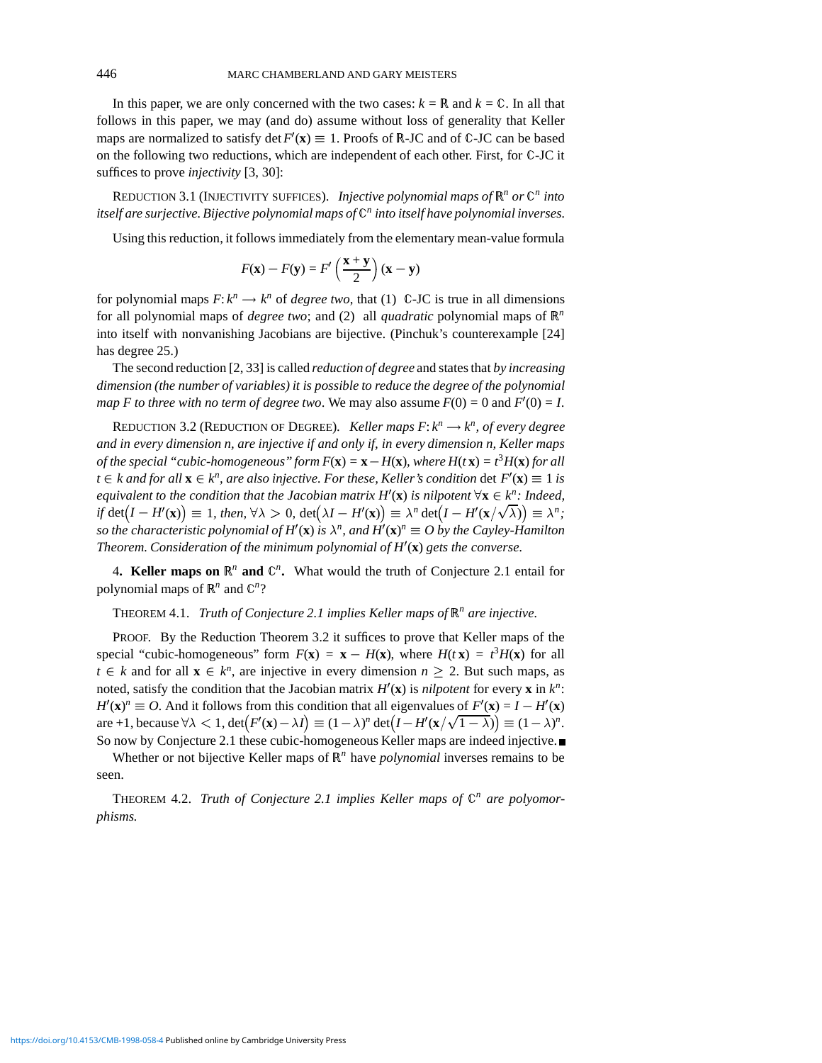In this paper, we are only concerned with the two cases: $k = \mathbb{R}$ and $k = \mathbb{C}$. In all that follows in this paper, we may (and do) assume without loss of generality that Keller maps are normalized to satisfy $\det F'(\mathbf{x}) \equiv 1$. Proofs of $\mathbb{R}$-JC and of $\mathbb{C}$-JC can be based on the following two reductions, which are independent of each other. First, for $\mathbb{C}$-JC it suffices to prove *injectivity* [3, 30]:

REDUCTION 3.1 (INJECTIVITY SUFFICES). *Injective polynomial maps of $\mathbb{R}^n$ or $\mathbb{C}^n$ into itself are surjective. Bijective polynomial maps of $\mathbb{C}^n$ into itself have polynomial inverses.*

Using this reduction, it follows immediately from the elementary mean-value formula

$$F(\mathbf{x}) - F(\mathbf{y}) = F'\left(\frac{\mathbf{x}+\mathbf{y}}{2}\right)(\mathbf{x}-\mathbf{y})$$

for polynomial maps $F\colon k^n \longrightarrow k^n$ of *degree two*, that (1) $\mathbb{C}$-JC is true in all dimensions for all polynomial maps of *degree two*; and (2) all *quadratic* polynomial maps of $\mathbb{R}^n$ into itself with nonvanishing Jacobians are bijective. (Pinchuk's counterexample [24] has degree 25.)

The second reduction [2, 33] is called *reduction of degree* and states that *by increasing dimension (the number of variables) it is possible to reduce the degree of the polynomial map F to three with no term of degree two*. We may also assume $F(0) = 0$ and $F'(0) = I$.

REDUCTION 3.2 (REDUCTION OF DEGREE). *Keller maps $F\colon k^n \longrightarrow k^n$, of every degree and in every dimension n, are injective if and only if, in every dimension n, Keller maps of the special "cubic-homogeneous" form $F(\mathbf{x}) = \mathbf{x} - H(\mathbf{x})$, where $H(t\,\mathbf{x}) = t^3 H(\mathbf{x})$ for all $t \in k$ and for all $\mathbf{x} \in k^n$, are also injective. For these, Keller's condition $\det F'(\mathbf{x}) \equiv 1$ is equivalent to the condition that the Jacobian matrix $H'(\mathbf{x})$ is nilpotent $\forall \mathbf{x} \in k^n$: Indeed, if $\det\big(I - H'(\mathbf{x})\big) \equiv 1$, then, $\forall \lambda > 0$, $\det\big(\lambda I - H'(\mathbf{x})\big) \equiv \lambda^n \det\big(I - H'(\mathbf{x}/\sqrt{\lambda})\big) \equiv \lambda^n$; so the characteristic polynomial of $H'(\mathbf{x})$ is $\lambda^n$, and $H'(\mathbf{x})^n \equiv O$ by the Cayley-Hamilton Theorem. Consideration of the minimum polynomial of $H'(\mathbf{x})$ gets the converse.*

## 4. Keller maps on $\mathbb{R}^n$ and $\mathbb{C}^n$.

What would the truth of Conjecture 2.1 entail for polynomial maps of $\mathbb{R}^n$ and $\mathbb{C}^n$?

THEOREM 4.1. *Truth of Conjecture 2.1 implies Keller maps of $\mathbb{R}^n$ are injective.*

PROOF. By the Reduction Theorem 3.2 it suffices to prove that Keller maps of the special "cubic-homogeneous" form $F(\mathbf{x}) = \mathbf{x} - H(\mathbf{x})$, where $H(t\,\mathbf{x}) = t^3 H(\mathbf{x})$ for all $t \in k$ and for all $\mathbf{x} \in k^n$, are injective in every dimension $n \geq 2$. But such maps, as noted, satisfy the condition that the Jacobian matrix $H'(\mathbf{x})$ is *nilpotent* for every $\mathbf{x}$ in $k^n$: $H'(\mathbf{x})^n \equiv O$. And it follows from this condition that all eigenvalues of $F'(\mathbf{x}) = I - H'(\mathbf{x})$ are $+1$, because $\forall \lambda < 1$, $\det\big(F'(\mathbf{x}) - \lambda I\big) \equiv (1-\lambda)^n \det\big(I - H'(\mathbf{x}/\sqrt{1-\lambda})\big) \equiv (1-\lambda)^n$. So now by Conjecture 2.1 these cubic-homogeneous Keller maps are indeed injective. ■

Whether or not bijective Keller maps of $\mathbb{R}^n$ have *polynomial* inverses remains to be seen.

THEOREM 4.2. *Truth of Conjecture 2.1 implies Keller maps of $\mathbb{C}^n$ are polyomorphisms.*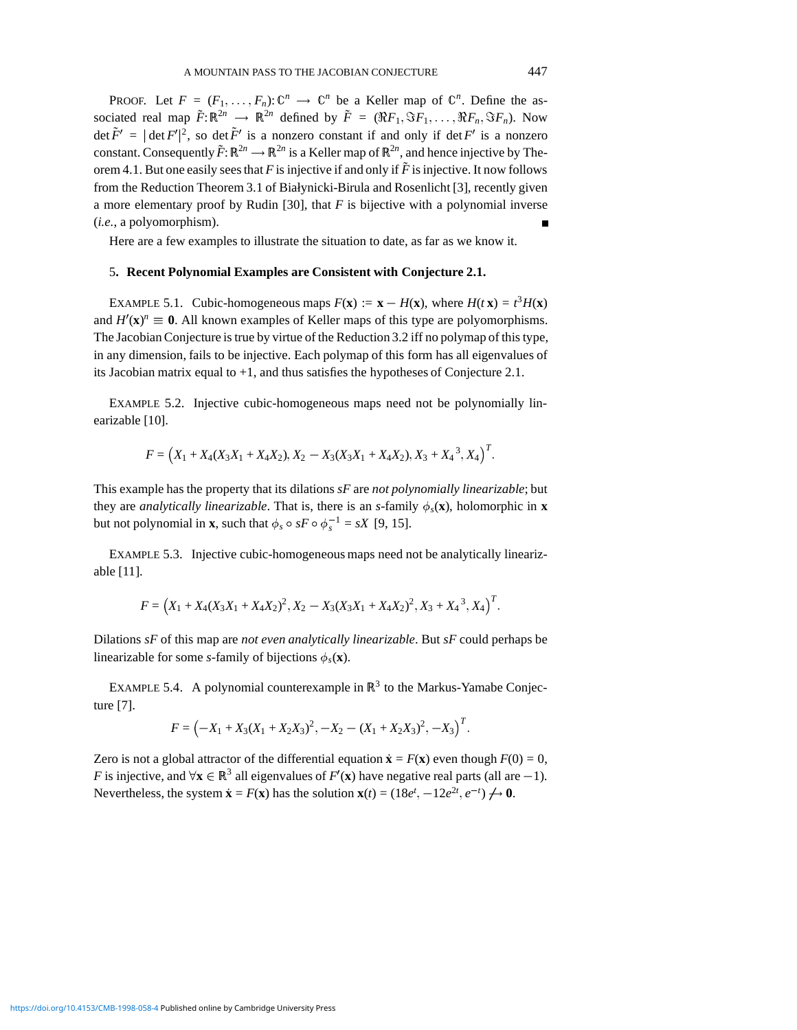PROOF. Let $F = (F_1, \dots, F_n): \mathbb{C}^n \longrightarrow \mathbb{C}^n$ be a Keller map of $\mathbb{C}^n$. Define the associated real map $\tilde{F}: \mathbb{R}^{2n} \longrightarrow \mathbb{R}^{2n}$ defined by $\tilde{F} = (\Re F_1, \Im F_1, \dots, \Re F_n, \Im F_n)$. Now $\det \tilde{F}' = |\det F'|^2$, so $\det \tilde{F}'$ is a nonzero constant if and only if $\det F'$ is a nonzero constant. Consequently $\tilde{F}: \mathbb{R}^{2n} \longrightarrow \mathbb{R}^{2n}$ is a Keller map of $\mathbb{R}^{2n}$, and hence injective by Theorem 4.1. But one easily sees that $F$ is injective if and only if $\tilde{F}$ is injective. It now follows from the Reduction Theorem 3.1 of Białynicki-Birula and Rosenlicht [3], recently given a more elementary proof by Rudin [30], that $F$ is bijective with a polynomial inverse (*i.e.*, a polyomorphism). ∎

Here are a few examples to illustrate the situation to date, as far as we know it.

## 5. Recent Polynomial Examples are Consistent with Conjecture 2.1.

EXAMPLE 5.1. Cubic-homogeneous maps $F(\mathbf{x}) := \mathbf{x} - H(\mathbf{x})$, where $H(t\,\mathbf{x}) = t^3 H(\mathbf{x})$ and $H'(\mathbf{x})^n \equiv \mathbf{0}$. All known examples of Keller maps of this type are polyomorphisms. The Jacobian Conjecture is true by virtue of the Reduction 3.2 iff no polymap of this type, in any dimension, fails to be injective. Each polymap of this form has all eigenvalues of its Jacobian matrix equal to $+1$, and thus satisfies the hypotheses of Conjecture 2.1.

EXAMPLE 5.2. Injective cubic-homogeneous maps need not be polynomially linearizable [10].

$$F = \left(X_1 + X_4(X_3X_1 + X_4X_2), X_2 - X_3(X_3X_1 + X_4X_2), X_3 + X_4{}^3, X_4\right)^T.$$

This example has the property that its dilations $sF$ are *not polynomially linearizable*; but they are *analytically linearizable*. That is, there is an $s$-family $\phi_s(\mathbf{x})$, holomorphic in $\mathbf{x}$ but not polynomial in $\mathbf{x}$, such that $\phi_s \circ sF \circ \phi_s^{-1} = sX$ [9, 15].

EXAMPLE 5.3. Injective cubic-homogeneous maps need not be analytically linearizable [11].

$$F = \left(X_1 + X_4(X_3X_1 + X_4X_2)^2, X_2 - X_3(X_3X_1 + X_4X_2)^2, X_3 + X_4{}^3, X_4\right)^T.$$

Dilations $sF$ of this map are *not even analytically linearizable*. But $sF$ could perhaps be linearizable for some $s$-family of bijections $\phi_s(\mathbf{x})$.

EXAMPLE 5.4. A polynomial counterexample in $\mathbb{R}^3$ to the Markus-Yamabe Conjecture [7].

$$F = \left(-X_1 + X_3(X_1 + X_2X_3)^2, -X_2 - (X_1 + X_2X_3)^2, -X_3\right)^T.$$

Zero is not a global attractor of the differential equation $\dot{\mathbf{x}} = F(\mathbf{x})$ even though $F(0) = 0$, $F$ is injective, and $\forall \mathbf{x} \in \mathbb{R}^3$ all eigenvalues of $F'(\mathbf{x})$ have negative real parts (all are $-1$). Nevertheless, the system $\dot{\mathbf{x}} = F(\mathbf{x})$ has the solution $\mathbf{x}(t) = (18e^t, -12e^{2t}, e^{-t}) \not\to \mathbf{0}$.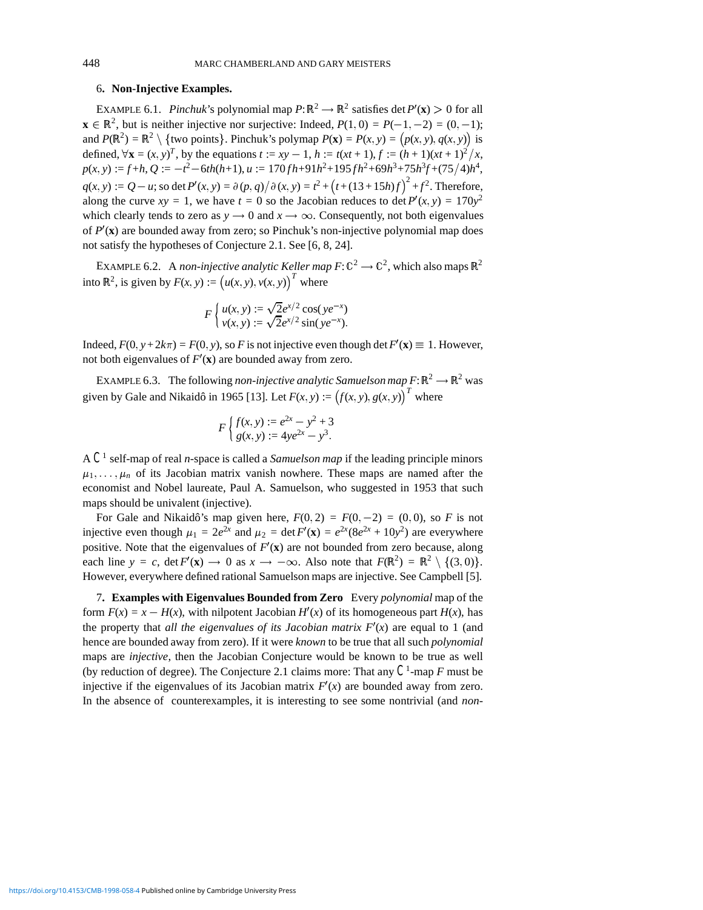## 6. Non-Injective Examples.

EXAMPLE 6.1. *Pinchuk*'s polynomial map $P: \mathbb{R}^2 \longrightarrow \mathbb{R}^2$ satisfies $\det P'(\mathbf{x}) > 0$ for all $\mathbf{x} \in \mathbb{R}^2$, but is neither injective nor surjective: Indeed, $P(1,0) = P(-1,-2) = (0,-1)$; and $P(\mathbb{R}^2) = \mathbb{R}^2 \setminus \{\text{two points}\}$. Pinchuk's polymap $P(\mathbf{x}) = P(x,y) = \big(p(x,y), q(x,y)\big)$ is defined, $\forall \mathbf{x} = (x,y)^T$, by the equations $t := xy - 1$, $h := t(xt+1)$, $f := (h+1)(xt+1)^2/x$, $p(x,y) := f + h$, $Q := -t^2 - 6th(h+1)$, $u := 170fh + 91h^2 + 195fh^2 + 69h^3 + 75h^3 f + (75/4)h^4$, $q(x,y) := Q - u$; so $\det P'(x,y) = \partial(p,q)/\partial(x,y) = t^2 + \big(t + (13+15h)f\big)^2 + f^2$. Therefore, along the curve $xy = 1$, we have $t = 0$ so the Jacobian reduces to $\det P'(x,y) = 170y^2$ which clearly tends to zero as $y \longrightarrow 0$ and $x \longrightarrow \infty$. Consequently, not both eigenvalues of $P'(\mathbf{x})$ are bounded away from zero; so Pinchuk's non-injective polynomial map does not satisfy the hypotheses of Conjecture 2.1. See [6, 8, 24].

EXAMPLE 6.2. A *non-injective analytic Keller map* $F: \mathbb{C}^2 \longrightarrow \mathbb{C}^2$, which also maps $\mathbb{R}^2$ into $\mathbb{R}^2$, is given by $F(x,y) := \big(u(x,y), v(x,y)\big)^T$ where

$$F \begin{cases} u(x,y) := \sqrt{2}e^{x/2}\cos(ye^{-x}) \\ v(x,y) := \sqrt{2}e^{x/2}\sin(ye^{-x}). \end{cases}$$

Indeed, $F(0, y + 2k\pi) = F(0,y)$, so $F$ is not injective even though $\det F'(\mathbf{x}) \equiv 1$. However, not both eigenvalues of $F'(\mathbf{x})$ are bounded away from zero.

EXAMPLE 6.3. The following *non-injective analytic Samuelson map* $F: \mathbb{R}^2 \longrightarrow \mathbb{R}^2$ was given by Gale and Nikaidô in 1965 [13]. Let $F(x,y) := \big(f(x,y), g(x,y)\big)^T$ where

$$F \begin{cases} f(x,y) := e^{2x} - y^2 + 3 \\ g(x,y) := 4ye^{2x} - y^3. \end{cases}$$

A $C^1$ self-map of real $n$-space is called a *Samuelson map* if the leading principle minors $\mu_1, \ldots, \mu_n$ of its Jacobian matrix vanish nowhere. These maps are named after the economist and Nobel laureate, Paul A. Samuelson, who suggested in 1953 that such maps should be univalent (injective).

For Gale and Nikaidô's map given here, $F(0,2) = F(0,-2) = (0,0)$, so $F$ is not injective even though $\mu_1 = 2e^{2x}$ and $\mu_2 = \det F'(\mathbf{x}) = e^{2x}(8e^{2x} + 10y^2)$ are everywhere positive. Note that the eigenvalues of $F'(\mathbf{x})$ are not bounded from zero because, along each line $y = c$, $\det F'(\mathbf{x}) \longrightarrow 0$ as $x \longrightarrow -\infty$. Also note that $F(\mathbb{R}^2) = \mathbb{R}^2 \setminus \{(3,0)\}$. However, everywhere defined rational Samuelson maps are injective. See Campbell [5].

## 7. Examples with Eigenvalues Bounded from Zero

Every *polynomial* map of the form $F(x) = x - H(x)$, with nilpotent Jacobian $H'(x)$ of its homogeneous part $H(x)$, has the property that *all the eigenvalues of its Jacobian matrix $F'(x)$ are equal to 1* (and hence are bounded away from zero). If it were *known* to be true that all such *polynomial* maps are *injective*, then the Jacobian Conjecture would be known to be true as well (by reduction of degree). The Conjecture 2.1 claims more: That any $C^1$-map $F$ must be injective if the eigenvalues of its Jacobian matrix $F'(x)$ are bounded away from zero. In the absence of counterexamples, it is interesting to see some nontrivial (and *non-*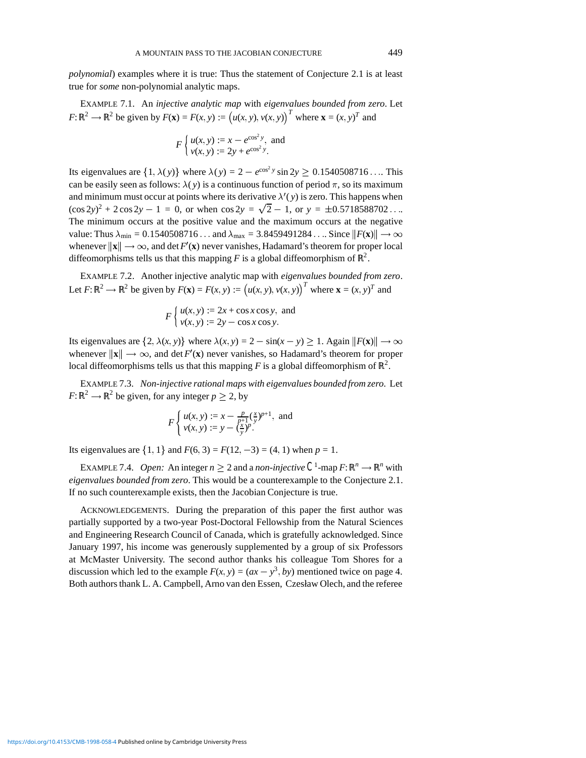*polynomial*) examples where it is true: Thus the statement of Conjecture 2.1 is at least true for *some* non-polynomial analytic maps.

EXAMPLE 7.1. An *injective analytic map* with *eigenvalues bounded from zero*. Let $F\colon \mathbb{R}^2 \longrightarrow \mathbb{R}^2$ be given by $F(\mathbf{x}) = F(x,y) := \big(u(x,y), v(x,y)\big)^T$ where $\mathbf{x} = (x,y)^T$ and

$$F \begin{cases} u(x,y) := x - e^{\cos^2 y}, \text{ and} \\ v(x,y) := 2y + e^{\cos^2 y}. \end{cases}$$

Its eigenvalues are $\{1, \lambda(y)\}$ where $\lambda(y) = 2 - e^{\cos^2 y} \sin 2y \geq 0.1540508716\ldots$. This can be easily seen as follows: $\lambda(y)$ is a continuous function of period $\pi$, so its maximum and minimum must occur at points where its derivative $\lambda'(y)$ is zero. This happens when $(\cos 2y)^2 + 2\cos 2y - 1 = 0$, or when $\cos 2y = \sqrt{2} - 1$, or $y = \pm 0.5718588702\ldots$. The minimum occurs at the positive value and the maximum occurs at the negative value: Thus $\lambda_{\min} = 0.1540508716\ldots$ and $\lambda_{\max} = 3.8459491284\ldots$. Since $\|F(\mathbf{x})\| \longrightarrow \infty$ whenever $\|\mathbf{x}\| \longrightarrow \infty$, and $\det F'(\mathbf{x})$ never vanishes, Hadamard's theorem for proper local diffeomorphisms tells us that this mapping $F$ is a global diffeomorphism of $\mathbb{R}^2$.

EXAMPLE 7.2. Another injective analytic map with *eigenvalues bounded from zero*. Let $F\colon \mathbb{R}^2 \longrightarrow \mathbb{R}^2$ be given by $F(\mathbf{x}) = F(x,y) := \big(u(x,y), v(x,y)\big)^T$ where $\mathbf{x} = (x,y)^T$ and

$$F \begin{cases} u(x,y) := 2x + \cos x \cos y, \text{ and} \\ v(x,y) := 2y - \cos x \cos y. \end{cases}$$

Its eigenvalues are $\{2, \lambda(x,y)\}$ where $\lambda(x,y) = 2 - \sin(x - y) \geq 1$. Again $\|F(\mathbf{x})\| \longrightarrow \infty$ whenever $\|\mathbf{x}\| \longrightarrow \infty$, and $\det F'(\mathbf{x})$ never vanishes, so Hadamard's theorem for proper local diffeomorphisms tells us that this mapping $F$ is a global diffeomorphism of $\mathbb{R}^2$.

EXAMPLE 7.3. *Non-injective rational maps with eigenvalues bounded from zero.* Let $F\colon \mathbb{R}^2 \longrightarrow \mathbb{R}^2$ be given, for any integer $p \geq 2$, by

$$F \begin{cases} u(x,y) := x - \frac{p}{p+1}(\frac{x}{y})^{p+1}, \text{ and} \\ v(x,y) := y - (\frac{x}{y})^p. \end{cases}$$

Its eigenvalues are $\{1, 1\}$ and $F(6,3) = F(12,-3) = (4,1)$ when $p = 1$.

EXAMPLE 7.4. *Open:* An integer $n \geq 2$ and a *non-injective* $C^1$-map $F\colon \mathbb{R}^n \longrightarrow \mathbb{R}^n$ with *eigenvalues bounded from zero*. This would be a counterexample to the Conjecture 2.1. If no such counterexample exists, then the Jacobian Conjecture is true.

ACKNOWLEDGEMENTS. During the preparation of this paper the first author was partially supported by a two-year Post-Doctoral Fellowship from the Natural Sciences and Engineering Research Council of Canada, which is gratefully acknowledged. Since January 1997, his income was generously supplemented by a group of six Professors at McMaster University. The second author thanks his colleague Tom Shores for a discussion which led to the example $F(x,y) = (ax - y^3, by)$ mentioned twice on page 4. Both authors thank L. A. Campbell, Arno van den Essen, Czesław Olech, and the referee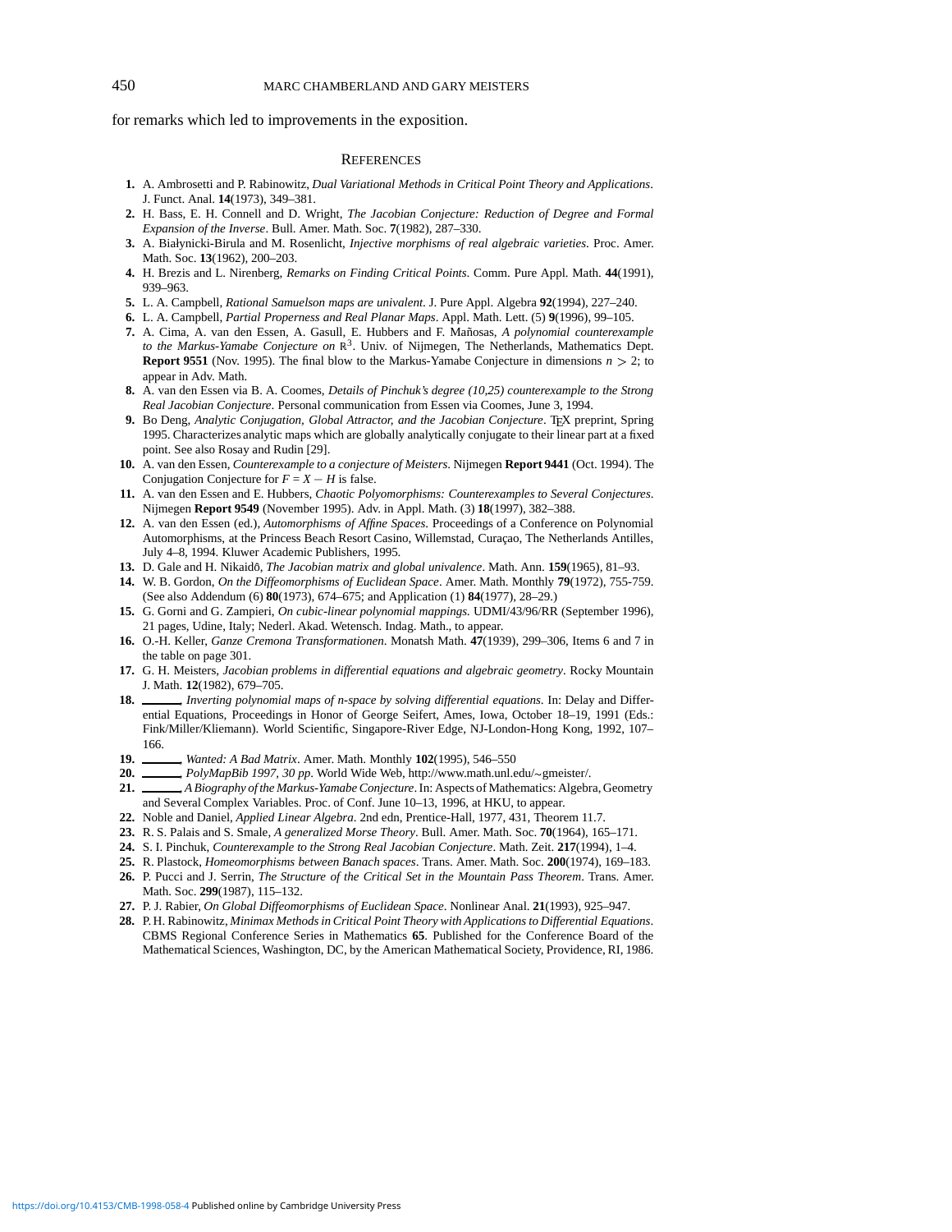for remarks which led to improvements in the exposition.

## References

1. A. Ambrosetti and P. Rabinowitz, *Dual Variational Methods in Critical Point Theory and Applications*. J. Funct. Anal. **14**(1973), 349–381.
2. H. Bass, E. H. Connell and D. Wright, *The Jacobian Conjecture: Reduction of Degree and Formal Expansion of the Inverse*. Bull. Amer. Math. Soc. **7**(1982), 287–330.
3. A. Białynicki-Birula and M. Rosenlicht, *Injective morphisms of real algebraic varieties*. Proc. Amer. Math. Soc. **13**(1962), 200–203.
4. H. Brezis and L. Nirenberg, *Remarks on Finding Critical Points*. Comm. Pure Appl. Math. **44**(1991), 939–963.
5. L. A. Campbell, *Rational Samuelson maps are univalent*. J. Pure Appl. Algebra **92**(1994), 227–240.
6. L. A. Campbell, *Partial Properness and Real Planar Maps*. Appl. Math. Lett. (5) **9**(1996), 99–105.
7. A. Cima, A. van den Essen, A. Gasull, E. Hubbers and F. Mañosas, *A polynomial counterexample to the Markus-Yamabe Conjecture on* $\mathbb{R}^3$. Univ. of Nijmegen, The Netherlands, Mathematics Dept. **Report 9551** (Nov. 1995). The final blow to the Markus-Yamabe Conjecture in dimensions $n > 2$; to appear in Adv. Math.
8. A. van den Essen via B. A. Coomes, *Details of Pinchuk's degree (10,25) counterexample to the Strong Real Jacobian Conjecture*. Personal communication from Essen via Coomes, June 3, 1994.
9. Bo Deng, *Analytic Conjugation, Global Attractor, and the Jacobian Conjecture*. TEX preprint, Spring 1995. Characterizes analytic maps which are globally analytically conjugate to their linear part at a fixed point. See also Rosay and Rudin [29].
10. A. van den Essen, *Counterexample to a conjecture of Meisters*. Nijmegen **Report 9441** (Oct. 1994). The Conjugation Conjecture for $F = X - H$ is false.
11. A. van den Essen and E. Hubbers, *Chaotic Polyomorphisms: Counterexamples to Several Conjectures*. Nijmegen **Report 9549** (November 1995). Adv. in Appl. Math. (3) **18**(1997), 382–388.
12. A. van den Essen (ed.), *Automorphisms of Affine Spaces*. Proceedings of a Conference on Polynomial Automorphisms, at the Princess Beach Resort Casino, Willemstad, Curaçao, The Netherlands Antilles, July 4–8, 1994. Kluwer Academic Publishers, 1995.
13. D. Gale and H. Nikaidô, *The Jacobian matrix and global univalence*. Math. Ann. **159**(1965), 81–93.
14. W. B. Gordon, *On the Diffeomorphisms of Euclidean Space*. Amer. Math. Monthly **79**(1972), 755-759. (See also Addendum (6) **80**(1973), 674–675; and Application (1) **84**(1977), 28–29.)
15. G. Gorni and G. Zampieri, *On cubic-linear polynomial mappings*. UDMI/43/96/RR (September 1996), 21 pages, Udine, Italy; Nederl. Akad. Wetensch. Indag. Math., to appear.
16. O.-H. Keller, *Ganze Cremona Transformationen*. Monatsh Math. **47**(1939), 299–306, Items 6 and 7 in the table on page 301.
17. G. H. Meisters, *Jacobian problems in differential equations and algebraic geometry*. Rocky Mountain J. Math. **12**(1982), 679–705.
18. ______, *Inverting polynomial maps of n-space by solving differential equations*. In: Delay and Differential Equations, Proceedings in Honor of George Seifert, Ames, Iowa, October 18–19, 1991 (Eds.: Fink/Miller/Kliemann). World Scientific, Singapore-River Edge, NJ-London-Hong Kong, 1992, 107–166.
19. ______, *Wanted: A Bad Matrix*. Amer. Math. Monthly **102**(1995), 546–550
20. ______, *PolyMapBib 1997, 30 pp*. World Wide Web, http://www.math.unl.edu/~gmeister/.
21. ______, *A Biography of the Markus-Yamabe Conjecture*. In: Aspects of Mathematics: Algebra, Geometry and Several Complex Variables. Proc. of Conf. June 10–13, 1996, at HKU, to appear.
22. Noble and Daniel, *Applied Linear Algebra*. 2nd edn, Prentice-Hall, 1977, 431, Theorem 11.7.
23. R. S. Palais and S. Smale, *A generalized Morse Theory*. Bull. Amer. Math. Soc. **70**(1964), 165–171.
24. S. I. Pinchuk, *Counterexample to the Strong Real Jacobian Conjecture*. Math. Zeit. **217**(1994), 1–4.
25. R. Plastock, *Homeomorphisms between Banach spaces*. Trans. Amer. Math. Soc. **200**(1974), 169–183.
26. P. Pucci and J. Serrin, *The Structure of the Critical Set in the Mountain Pass Theorem*. Trans. Amer. Math. Soc. **299**(1987), 115–132.
27. P. J. Rabier, *On Global Diffeomorphisms of Euclidean Space*. Nonlinear Anal. **21**(1993), 925–947.
28. P. H. Rabinowitz, *Minimax Methods in Critical Point Theory with Applications to Differential Equations*. CBMS Regional Conference Series in Mathematics **65**. Published for the Conference Board of the Mathematical Sciences, Washington, DC, by the American Mathematical Society, Providence, RI, 1986.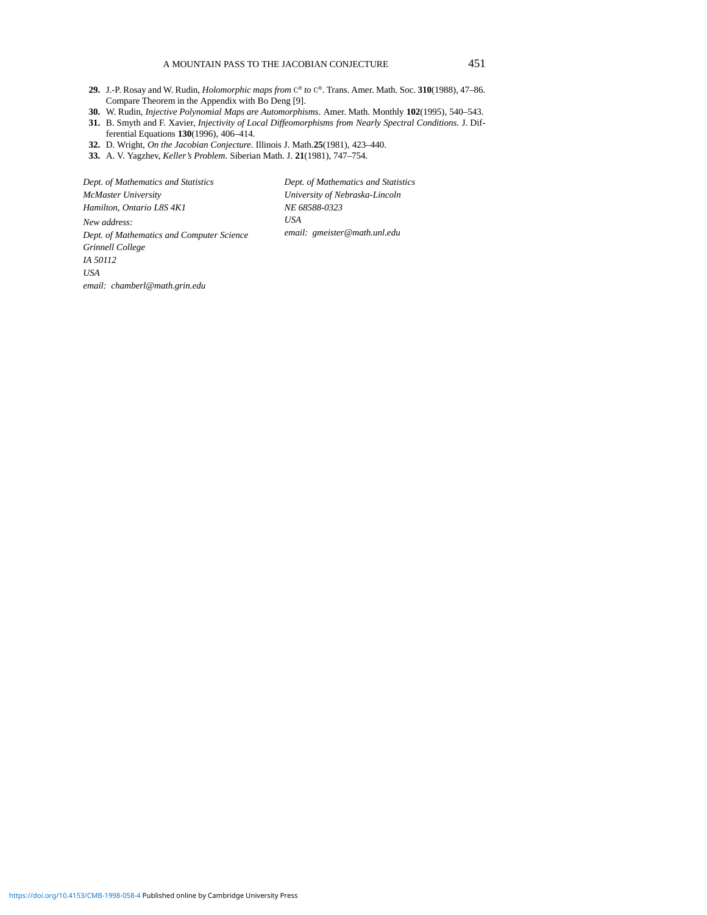**29.** J.-P. Rosay and W. Rudin, *Holomorphic maps from* $\mathbb{C}^n$ *to* $\mathbb{C}^n$. Trans. Amer. Math. Soc. **310**(1988), 47–86. Compare Theorem in the Appendix with Bo Deng [9].

**30.** W. Rudin, *Injective Polynomial Maps are Automorphisms*. Amer. Math. Monthly **102**(1995), 540–543.

**31.** B. Smyth and F. Xavier, *Injectivity of Local Diffeomorphisms from Nearly Spectral Conditions*. J. Differential Equations **130**(1996), 406–414.

**32.** D. Wright, *On the Jacobian Conjecture*. Illinois J. Math.**25**(1981), 423–440.

**33.** A. V. Yagzhev, *Keller's Problem*. Siberian Math. J. **21**(1981), 747–754.

*Dept. of Mathematics and Statistics*
*McMaster University*
*Hamilton, Ontario L8S 4K1*
*New address:*
*Dept. of Mathematics and Computer Science*
*Grinnell College*
*IA 50112*
*USA*
*email: chamberl@math.grin.edu*

*Dept. of Mathematics and Statistics*
*University of Nebraska-Lincoln*
*NE 68588-0323*
*USA*
*email: gmeister@math.unl.edu*